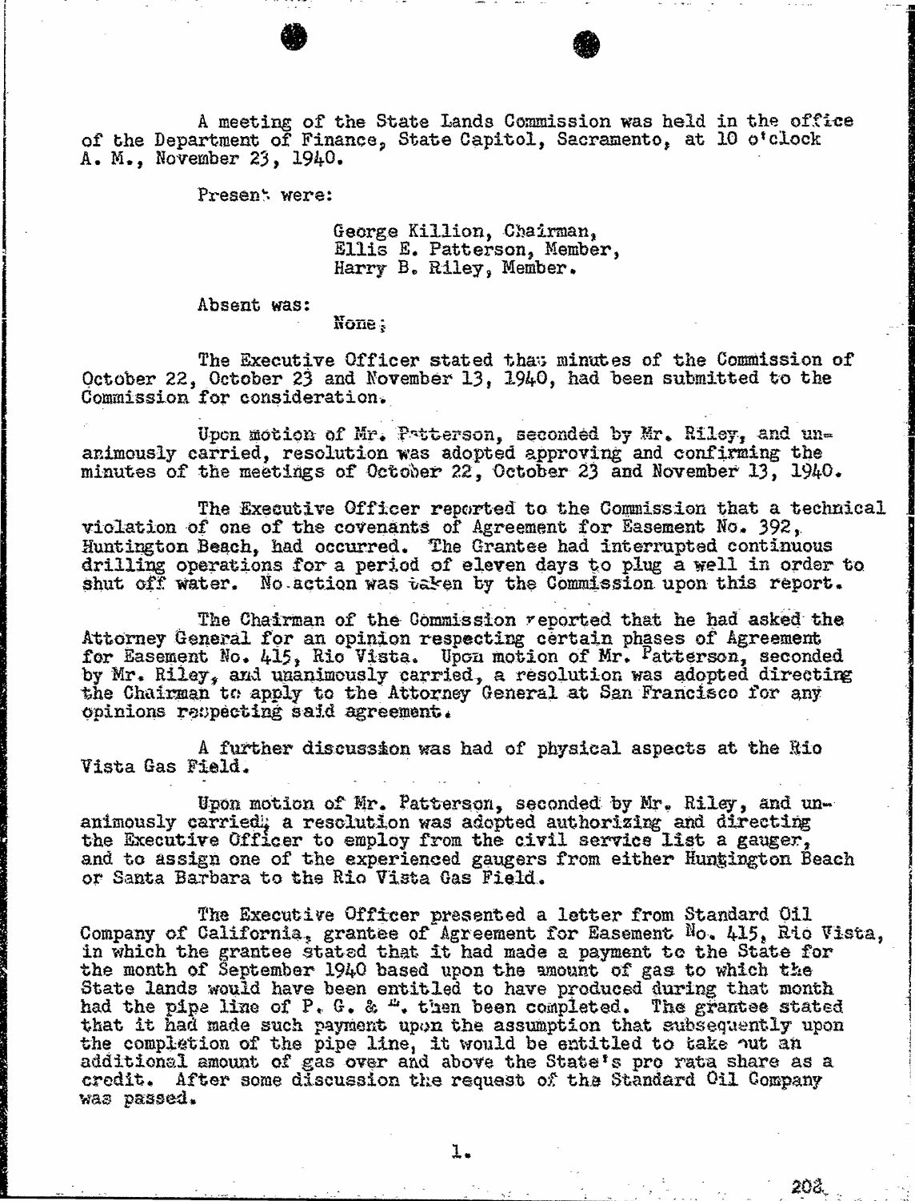A meeting of the State Lands Commission was held in the office of the Department of Finance, State Capitol, Sacramento, at 10 o'clock A. M., November 23, 1940.

Present were:

George Killion, Chairman,
Ellis E. Patterson, Member,
Harry B. Riley, Member.

Absent was:

None;

The Executive Officer stated that minutes of the Commission of October 22, October 23 and November 13, 1940, had been submitted to the Commission for consideration.

Upon motion of Mr. Patterson, seconded by Mr. Riley, and unanimously carried, resolution was adopted approving and confirming the minutes of the meetings of October 22, October 23 and November 13, 1940.

The Executive Officer reported to the Commission that a technical violation of one of the covenants of Agreement for Easement No. 392, Huntington Beach, had occurred. The Grantee had interrupted continuous drilling operations for a period of eleven days to plug a well in order to shut off water. No action was taken by the Commission upon this report.

The Chairman of the Commission reported that he had asked the Attorney General for an opinion respecting certain phases of Agreement for Easement No. 415, Rio Vista. Upon motion of Mr. Patterson, seconded by Mr. Riley, and unanimously carried, a resolution was adopted directing the Chairman to apply to the Attorney General at San Francisco for any opinions respecting said agreement.

A further discussion was had of physical aspects at the Rio Vista Gas Field.

Upon motion of Mr. Patterson, seconded by Mr. Riley, and unanimously carried, a resolution was adopted authorizing and directing the Executive Officer to employ from the civil service list a gauger, and to assign one of the experienced gaugers from either Huntington Beach or Santa Barbara to the Rio Vista Gas Field.

The Executive Officer presented a letter from Standard Oil Company of California, grantee of Agreement for Easement No. 415, Rio Vista, in which the grantee stated that it had made a payment to the State for the month of September 1940 based upon the amount of gas to which the State lands would have been entitled to have produced during that month had the pipe line of P. G. & E. then been completed. The grantee stated that it had made such payment upon the assumption that subsequently upon the completion of the pipe line, it would be entitled to take out an additional amount of gas over and above the State's pro rata share as a credit. After some discussion the request of the Standard Oil Company was passed.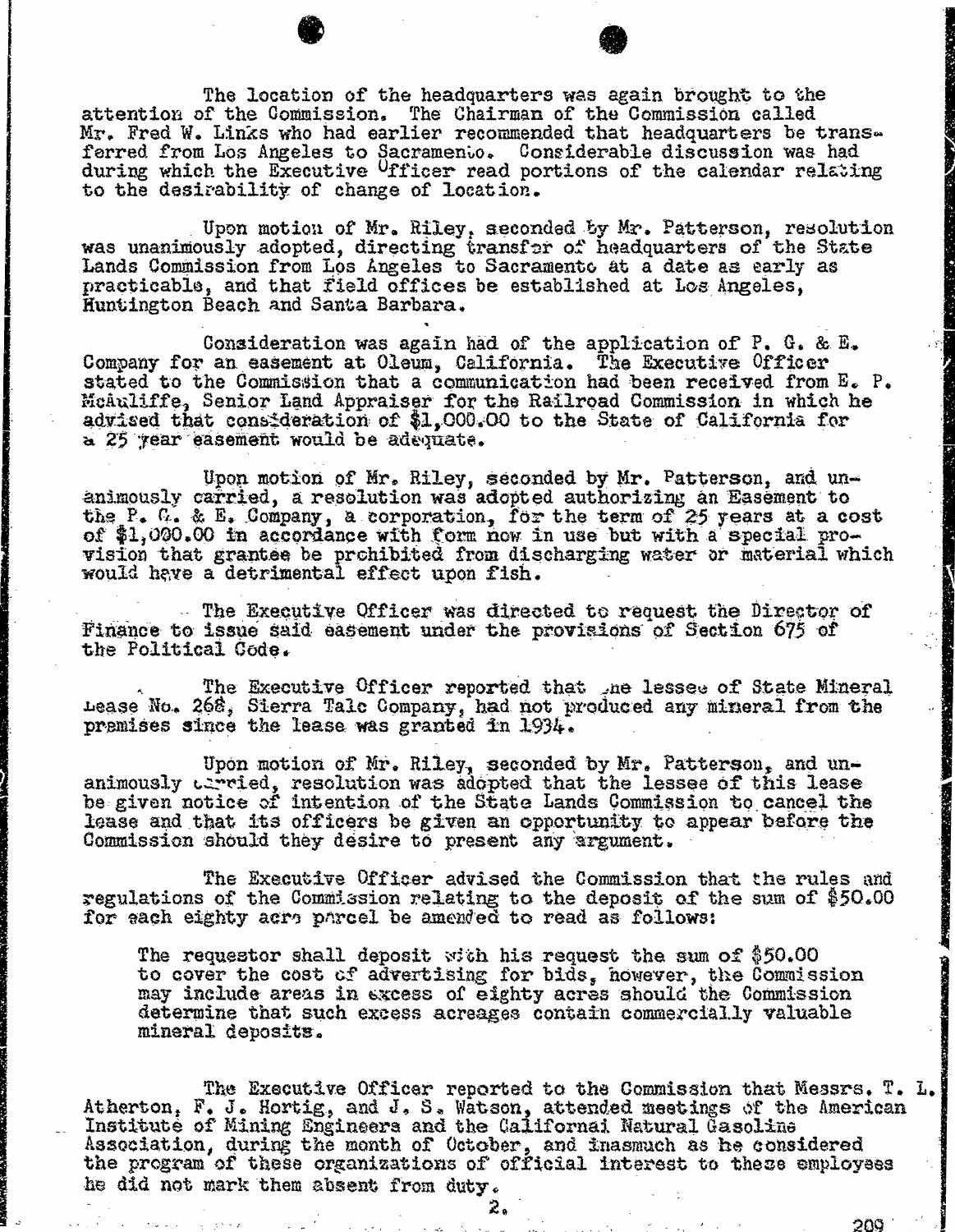The location of the headquarters was again brought to the attention of the Commission. The Chairman of the Commission called Mr. Fred W. Links who had earlier recommended that headquarters be transferred from Los Angeles to Sacramento. Considerable discussion was had during which the Executive Officer read portions of the calendar relating to the desirability of change of location.

Upon motion of Mr. Riley, seconded by Mr. Patterson, resolution was unanimously adopted, directing transfer of headquarters of the State Lands Commission from Los Angeles to Sacramento at a date as early as practicable, and that field offices be established at Los Angeles, Huntington Beach and Santa Barbara.

Consideration was again had of the application of P. G. & E. Company for an easement at Oleum, California. The Executive Officer stated to the Commission that a communication had been received from E. P. McAuliffe, Senior Land Appraiser for the Railroad Commission in which he advised that consideration of $1,000.00 to the State of California for a 25 year easement would be adequate.

Upon motion of Mr. Riley, seconded by Mr. Patterson, and unanimously carried, a resolution was adopted authorizing an Easement to the P. G. & E. Company, a corporation, for the term of 25 years at a cost of $1,000.00 in accordance with form now in use but with a special provision that grantee be prohibited from discharging water or material which would have a detrimental effect upon fish.

The Executive Officer was directed to request the Director of Finance to issue said easement under the provisions of Section 675 of the Political Code.

The Executive Officer reported that the lessee of State Mineral Lease No. 268, Sierra Talc Company, had not produced any mineral from the premises since the lease was granted in 1934.

Upon motion of Mr. Riley, seconded by Mr. Patterson, and unanimously carried, resolution was adopted that the lessee of this lease be given notice of intention of the State Lands Commission to cancel the lease and that its officers be given an opportunity to appear before the Commission should they desire to present any argument.

The Executive Officer advised the Commission that the rules and regulations of the Commission relating to the deposit of the sum of $50.00 for each eighty acre parcel be amended to read as follows:

> The requestor shall deposit with his request the sum of $50.00 to cover the cost of advertising for bids, however, the Commission may include areas in excess of eighty acres should the Commission determine that such excess acreages contain commercially valuable mineral deposits.

The Executive Officer reported to the Commission that Messrs. T. L. Atherton, F. J. Hortig, and J. S. Watson, attended meetings of the American Institute of Mining Engineers and the Californai Natural Gasoline Association, during the month of October, and inasmuch as he considered the program of these organizations of official interest to these employees he did not mark them absent from duty.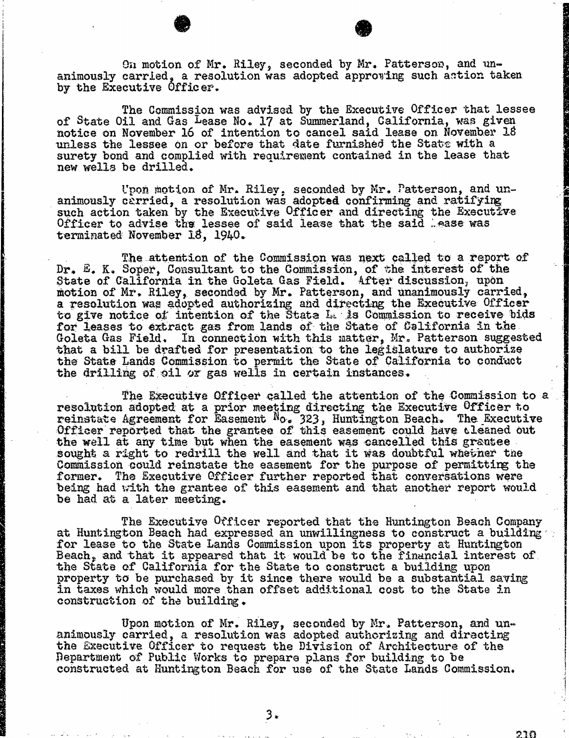On motion of Mr. Riley, seconded by Mr. Patterson, and unanimously carried, a resolution was adopted approving such action taken by the Executive Officer.

The Commission was advised by the Executive Officer that lessee of State Oil and Gas Lease No. 17 at Summerland, California, was given notice on November 16 of intention to cancel said lease on November 18 unless the lessee on or before that date furnished the State with a surety bond and complied with requirement contained in the lease that new wells be drilled.

Upon motion of Mr. Riley, seconded by Mr. Patterson, and unanimously carried, a resolution was adopted confirming and ratifying such action taken by the Executive Officer and directing the Executive Officer to advise the lessee of said lease that the said lease was terminated November 18, 1940.

The attention of the Commission was next called to a report of Dr. E. K. Soper, Consultant to the Commission, of the interest of the State of California in the Goleta Gas Field. After discussion, upon motion of Mr. Riley, seconded by Mr. Patterson, and unanimously carried, a resolution was adopted authorizing and directing the Executive Officer to give notice of intention of the State Lands Commission to receive bids for leases to extract gas from lands of the State of California in the Goleta Gas Field. In connection with this matter, Mr. Patterson suggested that a bill be drafted for presentation to the legislature to authorize the State Lands Commission to permit the State of California to conduct the drilling of oil or gas wells in certain instances.

The Executive Officer called the attention of the Commission to a resolution adopted at a prior meeting directing the Executive Officer to reinstate Agreement for Easement No. 323, Huntington Beach. The Executive Officer reported that the grantee of this easement could have cleaned out the well at any time but when the easement was cancelled this grantee sought a right to redrill the well and that it was doubtful whether the Commission could reinstate the easement for the purpose of permitting the former. The Executive Officer further reported that conversations were being had with the grantee of this easement and that another report would be had at a later meeting.

The Executive Officer reported that the Huntington Beach Company at Huntington Beach had expressed an unwillingness to construct a building for lease to the State Lands Commission upon its property at Huntington Beach, and that it appeared that it would be to the financial interest of the State of California for the State to construct a building upon property to be purchased by it since there would be a substantial saving in taxes which would more than offset additional cost to the State in construction of the building.

Upon motion of Mr. Riley, seconded by Mr. Patterson, and unanimously carried, a resolution was adopted authorizing and directing the Executive Officer to request the Division of Architecture of the Department of Public Works to prepare plans for building to be constructed at Huntington Beach for use of the State Lands Commission.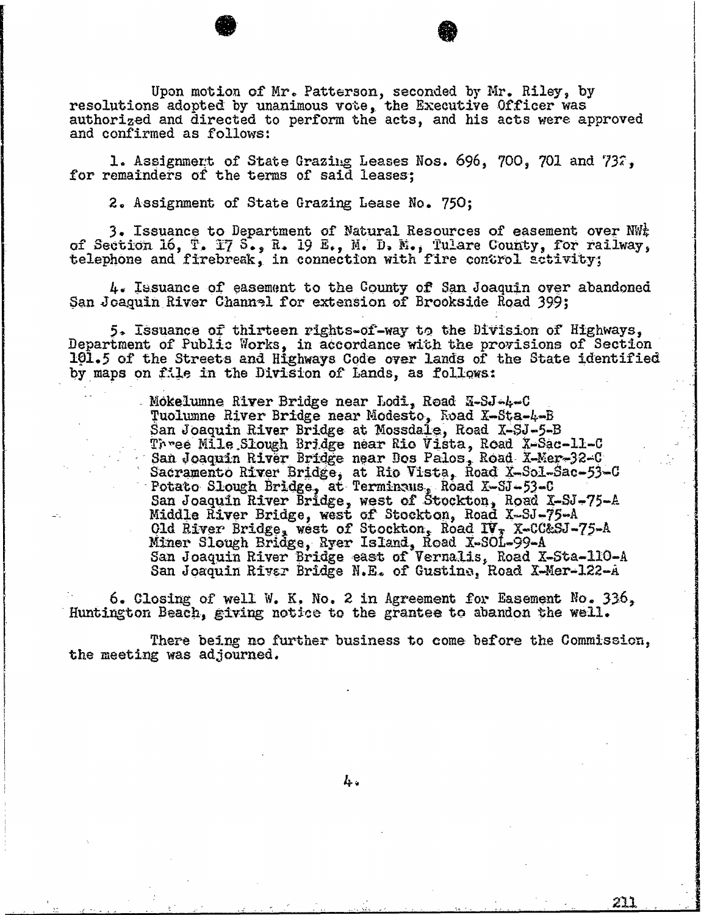Upon motion of Mr. Patterson, seconded by Mr. Riley, by resolutions adopted by unanimous vote, the Executive Officer was authorized and directed to perform the acts, and his acts were approved and confirmed as follows:

1. Assignment of State Grazing Leases Nos. 696, 700, 701 and 737, for remainders of the terms of said leases;

2. Assignment of State Grazing Lease No. 750;

3. Issuance to Department of Natural Resources of easement over NW¼ of Section 16, T. 17 S., R. 19 E., M. D. M., Tulare County, for railway, telephone and firebreak, in connection with fire control activity;

4. Issuance of easement to the County of San Joaquin over abandoned San Joaquin River Channel for extension of Brookside Road 399;

5. Issuance of thirteen rights-of-way to the Division of Highways, Department of Public Works, in accordance with the provisions of Section 101.5 of the Streets and Highways Code over lands of the State identified by maps on file in the Division of Lands, as follows:

> Mokelumne River Bridge near Lodi, Road X-SJ-4-C
> Tuolumne River Bridge near Modesto, Road X-Sta-4-B
> San Joaquin River Bridge at Mossdale, Road X-SJ-5-B
> Three Mile Slough Bridge near Rio Vista, Road X-Sac-11-C
> San Joaquin River Bridge near Dos Palos, Road X-Mer-32-C
> Sacramento River Bridge, at Rio Vista, Road X-Sol-Sac-53-C
> Potato Slough Bridge, at Terminous, Road X-SJ-53-C
> San Joaquin River Bridge, west of Stockton, Road X-SJ-75-A
> Middle River Bridge, west of Stockton, Road X-SJ-75-A
> Old River Bridge, west of Stockton, Road IV, X-CC&SJ-75-A
> Miner Slough Bridge, Ryer Island, Road X-SOL-99-A
> San Joaquin River Bridge east of Vernalis, Road X-Sta-110-A
> San Joaquin River Bridge N.E. of Gustine, Road X-Mer-122-A

6. Closing of well W. K. No. 2 in Agreement for Easement No. 336, Huntington Beach, giving notice to the grantee to abandon the well.

There being no further business to come before the Commission, the meeting was adjourned.